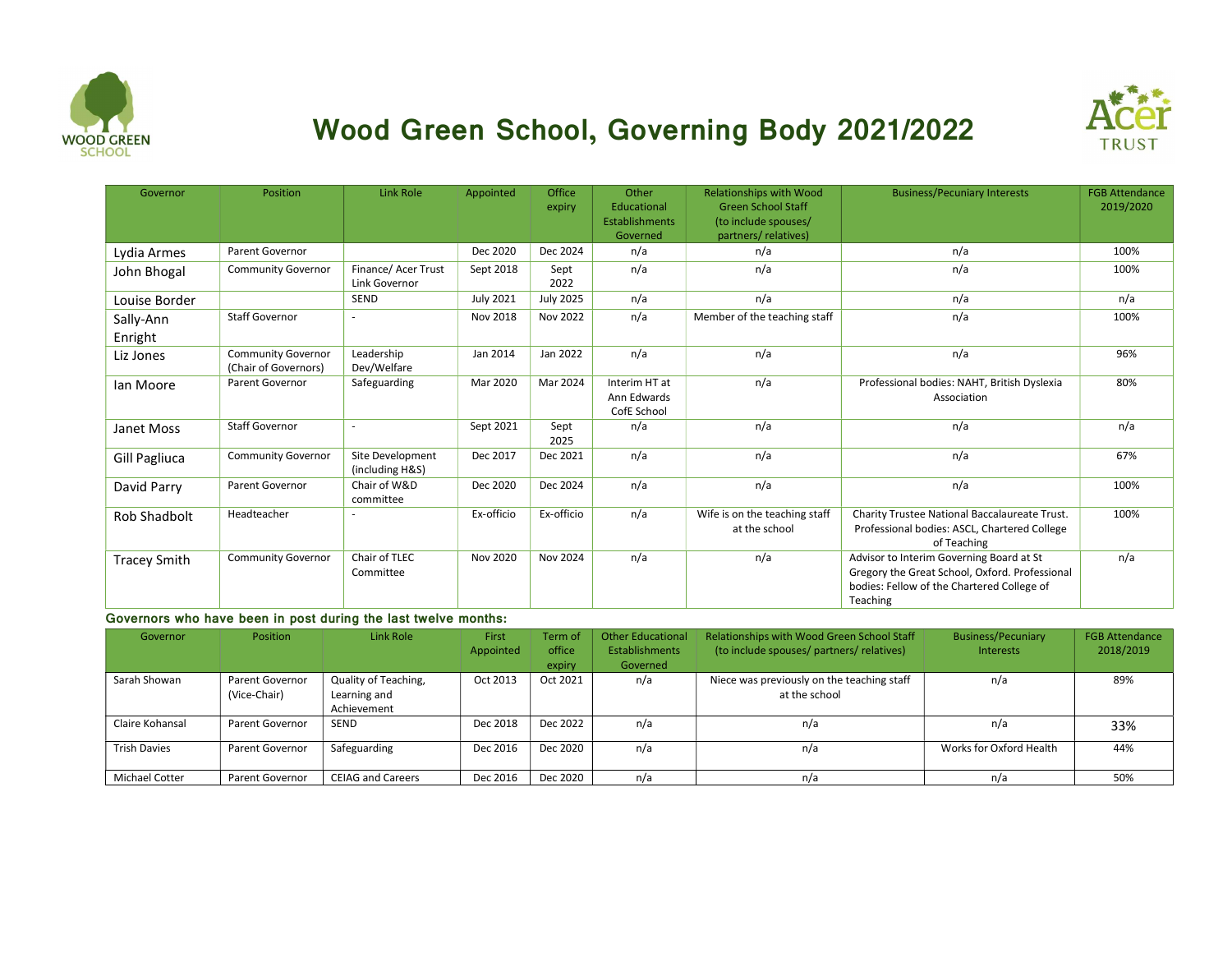# Wood Green School, Governing Body 2021/2022

| Governor | Position | Link Role | Appointed | Office expiry | Other Educational Establishments Governed | Relationships with Wood Green School Staff (to include spouses/ partners/ relatives) | Business/Pecuniary Interests | FGB Attendance 2019/2020 |
|---|---|---|---|---|---|---|---|---|
| Lydia Armes | Parent Governor | | Dec 2020 | Dec 2024 | n/a | n/a | n/a | 100% |
| John Bhogal | Community Governor | Finance/ Acer Trust Link Governor | Sept 2018 | Sept 2022 | n/a | n/a | n/a | 100% |
| Louise Border | | SEND | July 2021 | July 2025 | n/a | n/a | n/a | n/a |
| Sally-Ann Enright | Staff Governor | - | Nov 2018 | Nov 2022 | n/a | Member of the teaching staff | n/a | 100% |
| Liz Jones | Community Governor (Chair of Governors) | Leadership Dev/Welfare | Jan 2014 | Jan 2022 | n/a | n/a | n/a | 96% |
| Ian Moore | Parent Governor | Safeguarding | Mar 2020 | Mar 2024 | Interim HT at Ann Edwards CofE School | n/a | Professional bodies: NAHT, British Dyslexia Association | 80% |
| Janet Moss | Staff Governor | - | Sept 2021 | Sept 2025 | n/a | n/a | n/a | n/a |
| Gill Pagliuca | Community Governor | Site Development (including H&S) | Dec 2017 | Dec 2021 | n/a | n/a | n/a | 67% |
| David Parry | Parent Governor | Chair of W&D committee | Dec 2020 | Dec 2024 | n/a | n/a | n/a | 100% |
| Rob Shadbolt | Headteacher | - | Ex-officio | Ex-officio | n/a | Wife is on the teaching staff at the school | Charity Trustee National Baccalaureate Trust. Professional bodies: ASCL, Chartered College of Teaching | 100% |
| Tracey Smith | Community Governor | Chair of TLEC Committee | Nov 2020 | Nov 2024 | n/a | n/a | Advisor to Interim Governing Board at St Gregory the Great School, Oxford. Professional bodies: Fellow of the Chartered College of Teaching | n/a |

**Governors who have been in post during the last twelve months:**

| Governor | Position | Link Role | First Appointed | Term of office expiry | Other Educational Establishments Governed | Relationships with Wood Green School Staff (to include spouses/ partners/ relatives) | Business/Pecuniary Interests | FGB Attendance 2018/2019 |
|---|---|---|---|---|---|---|---|---|
| Sarah Showan | Parent Governor (Vice-Chair) | Quality of Teaching, Learning and Achievement | Oct 2013 | Oct 2021 | n/a | Niece was previously on the teaching staff at the school | n/a | 89% |
| Claire Kohansal | Parent Governor | SEND | Dec 2018 | Dec 2022 | n/a | n/a | n/a | 33% |
| Trish Davies | Parent Governor | Safeguarding | Dec 2016 | Dec 2020 | n/a | n/a | Works for Oxford Health | 44% |
| Michael Cotter | Parent Governor | CEIAG and Careers | Dec 2016 | Dec 2020 | n/a | n/a | n/a | 50% |